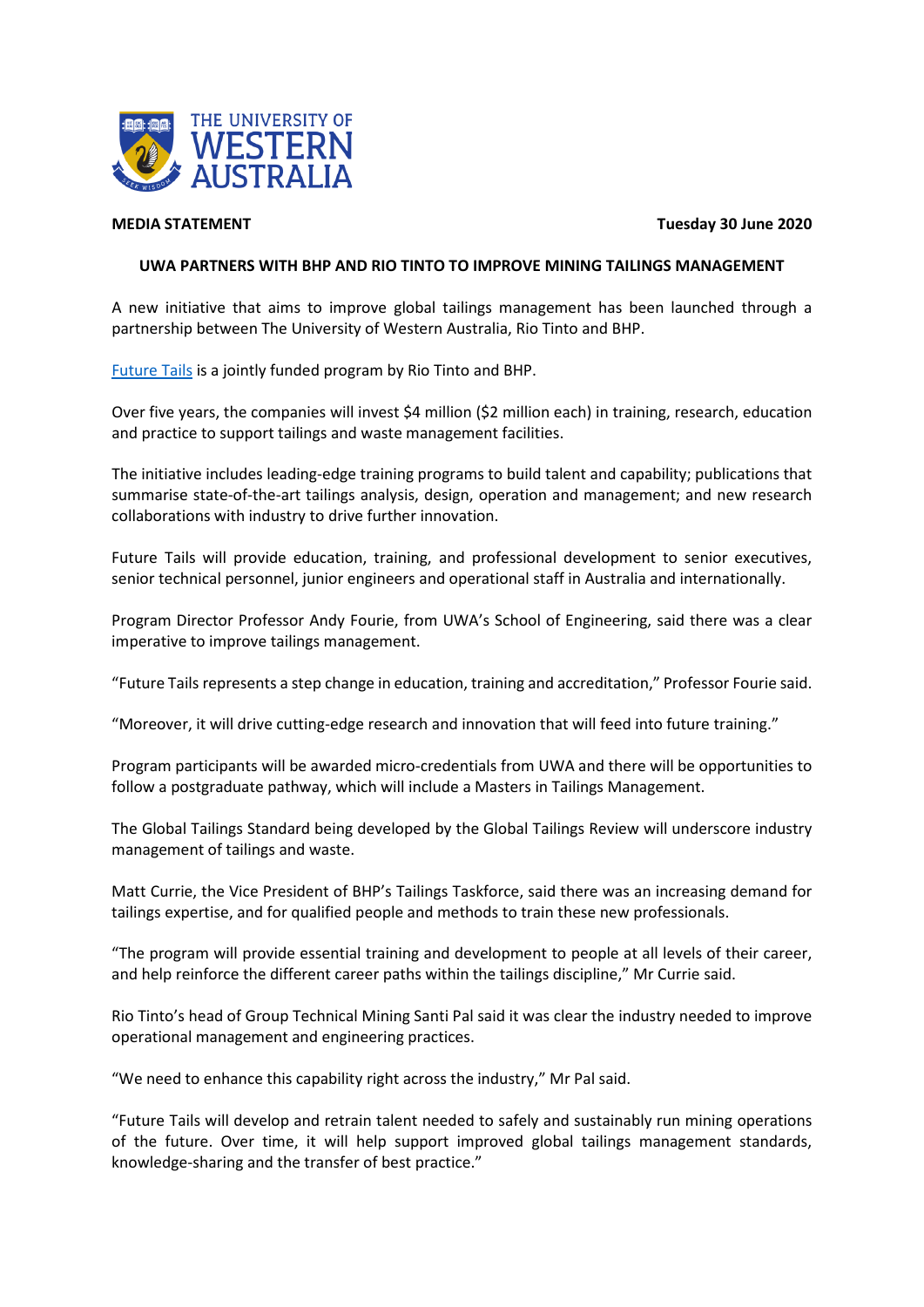THE UNIVERSITY OF WESTERN AUSTRALIA

**MEDIA STATEMENT** **Tuesday 30 June 2020**

# UWA PARTNERS WITH BHP AND RIO TINTO TO IMPROVE MINING TAILINGS MANAGEMENT

A new initiative that aims to improve global tailings management has been launched through a partnership between The University of Western Australia, Rio Tinto and BHP.

Future Tails is a jointly funded program by Rio Tinto and BHP.

Over five years, the companies will invest $4 million ($2 million each) in training, research, education and practice to support tailings and waste management facilities.

The initiative includes leading-edge training programs to build talent and capability; publications that summarise state-of-the-art tailings analysis, design, operation and management; and new research collaborations with industry to drive further innovation.

Future Tails will provide education, training, and professional development to senior executives, senior technical personnel, junior engineers and operational staff in Australia and internationally.

Program Director Professor Andy Fourie, from UWA's School of Engineering, said there was a clear imperative to improve tailings management.

"Future Tails represents a step change in education, training and accreditation," Professor Fourie said.

"Moreover, it will drive cutting-edge research and innovation that will feed into future training."

Program participants will be awarded micro-credentials from UWA and there will be opportunities to follow a postgraduate pathway, which will include a Masters in Tailings Management.

The Global Tailings Standard being developed by the Global Tailings Review will underscore industry management of tailings and waste.

Matt Currie, the Vice President of BHP's Tailings Taskforce, said there was an increasing demand for tailings expertise, and for qualified people and methods to train these new professionals.

"The program will provide essential training and development to people at all levels of their career, and help reinforce the different career paths within the tailings discipline," Mr Currie said.

Rio Tinto's head of Group Technical Mining Santi Pal said it was clear the industry needed to improve operational management and engineering practices.

"We need to enhance this capability right across the industry," Mr Pal said.

"Future Tails will develop and retrain talent needed to safely and sustainably run mining operations of the future. Over time, it will help support improved global tailings management standards, knowledge-sharing and the transfer of best practice."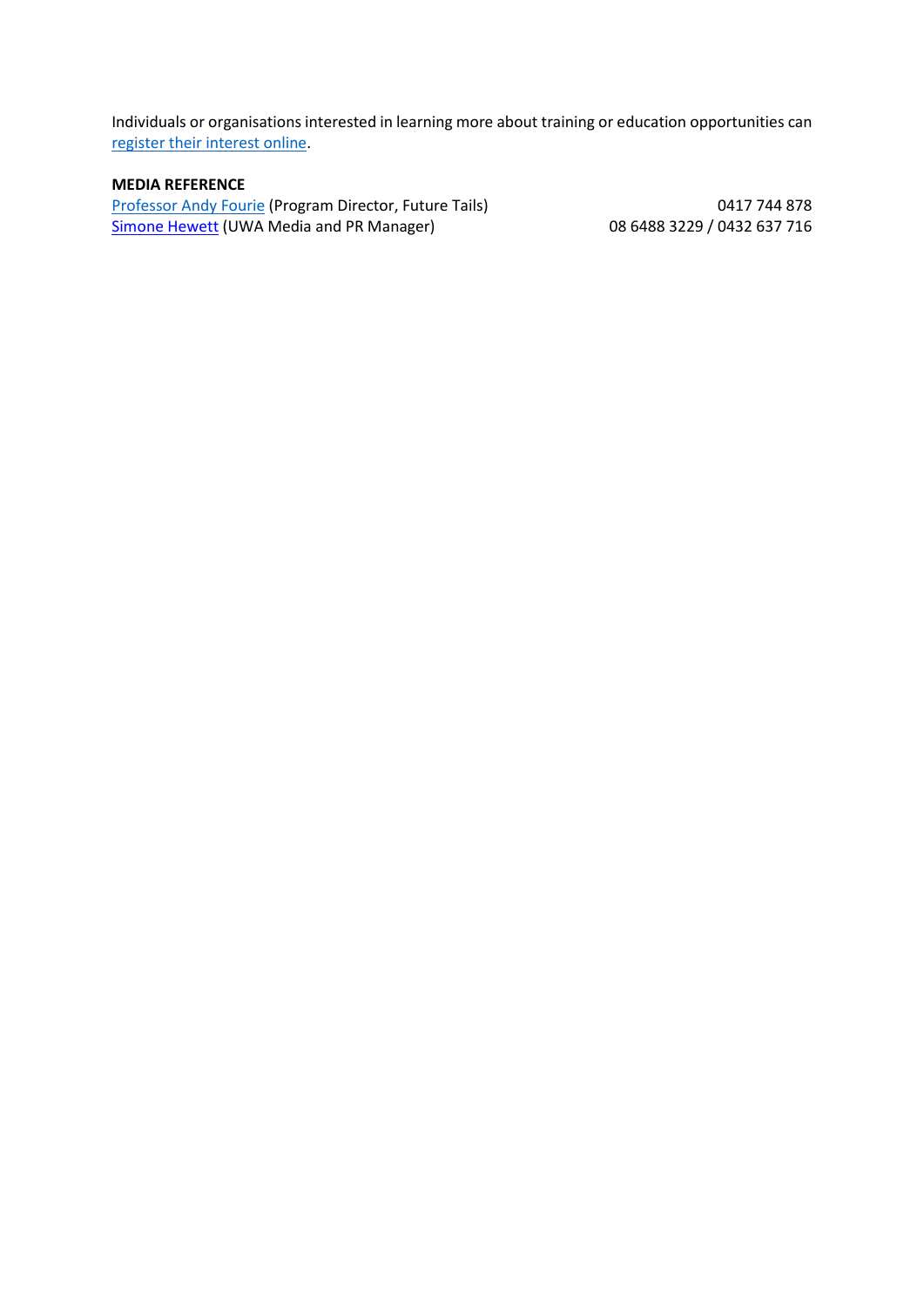Individuals or organisations interested in learning more about training or education opportunities can register their interest online.

**MEDIA REFERENCE**

Professor Andy Fourie (Program Director, Future Tails) 0417 744 878

Simone Hewett (UWA Media and PR Manager) 08 6488 3229 / 0432 637 716